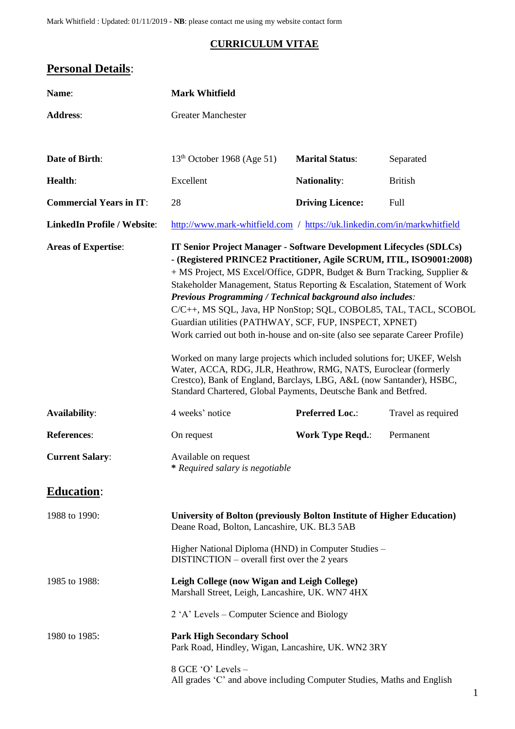Mark Whitfield : Updated: 01/11/2019 - **NB**: please contact me using my website contact form

# CURRICULUM VITAE

## Personal Details:

| | | | |
|---|---|---|---|
| **Name**: | **Mark Whitfield** | | |
| **Address**: | Greater Manchester | | |
| **Date of Birth**: | 13th October 1968 (Age 51) | **Marital Status**: | Separated |
| **Health**: | Excellent | **Nationality**: | British |
| **Commercial Years in IT**: | 28 | **Driving Licence**: | Full |
| **LinkedIn Profile / Website**: | http://www.mark-whitfield.com / https://uk.linkedin.com/in/markwhitfield | | |

**Areas of Expertise**:

**IT Senior Project Manager - Software Development Lifecycles (SDLCs) - (Registered PRINCE2 Practitioner, Agile SCRUM, ITIL, ISO9001:2008)** + MS Project, MS Excel/Office, GDPR, Budget & Burn Tracking, Supplier & Stakeholder Management, Status Reporting & Escalation, Statement of Work

***Previous Programming / Technical background also includes:***
C/C++, MS SQL, Java, HP NonStop; SQL, COBOL85, TAL, TACL, SCOBOL Guardian utilities (PATHWAY, SCF, FUP, INSPECT, XPNET)
Work carried out both in-house and on-site (also see separate Career Profile)

Worked on many large projects which included solutions for; UKEF, Welsh Water, ACCA, RDG, JLR, Heathrow, RMG, NATS, Euroclear (formerly Crestco), Bank of England, Barclays, LBG, A&L (now Santander), HSBC, Standard Chartered, Global Payments, Deutsche Bank and Betfred.

| | | | |
|---|---|---|---|
| **Availability**: | 4 weeks' notice | **Preferred Loc.**: | Travel as required |
| **References**: | On request | **Work Type Reqd.**: | Permanent |
| **Current Salary**: | Available on request<br>*** *Required salary is negotiable*** | | |

## Education:

**1988 to 1990:**
**University of Bolton (previously Bolton Institute of Higher Education)**
Deane Road, Bolton, Lancashire, UK. BL3 5AB

Higher National Diploma (HND) in Computer Studies – DISTINCTION – overall first over the 2 years

**1985 to 1988:**
**Leigh College (now Wigan and Leigh College)**
Marshall Street, Leigh, Lancashire, UK. WN7 4HX

2 'A' Levels – Computer Science and Biology

**1980 to 1985:**
**Park High Secondary School**
Park Road, Hindley, Wigan, Lancashire, UK. WN2 3RY

8 GCE 'O' Levels –
All grades 'C' and above including Computer Studies, Maths and English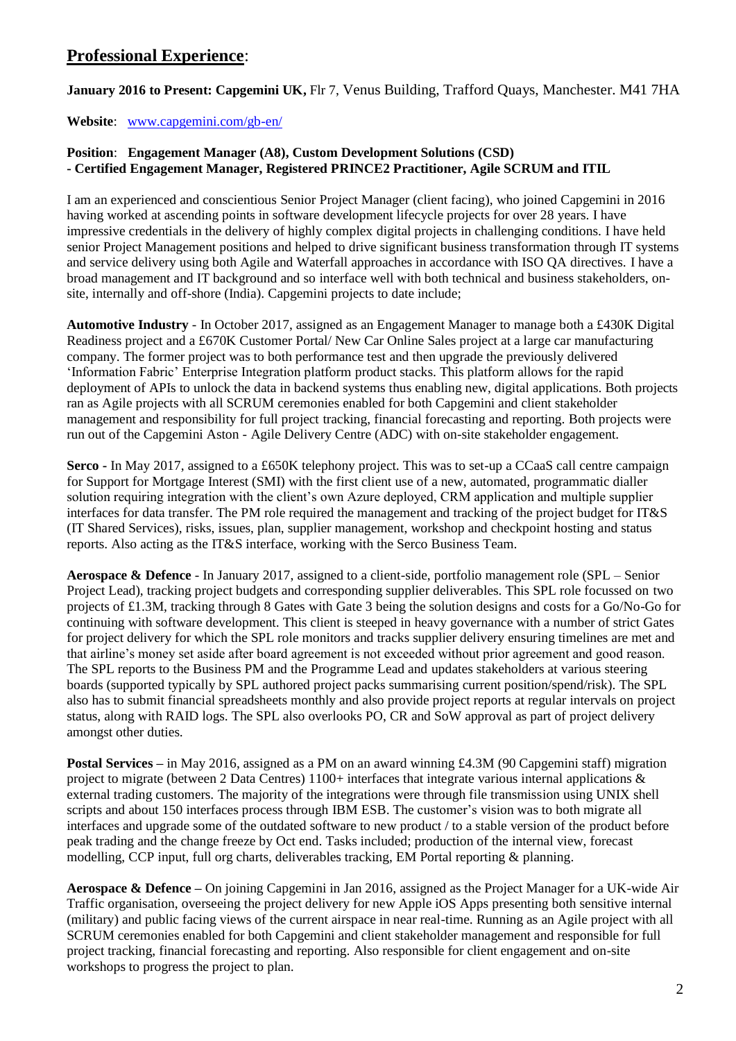## Professional Experience:

**January 2016 to Present: Capgemini UK,** Flr 7, Venus Building, Trafford Quays, Manchester. M41 7HA

**Website**: [www.capgemini.com/gb-en/](www.capgemini.com/gb-en/)

**Position**: **Engagement Manager (A8), Custom Development Solutions (CSD)**
**- Certified Engagement Manager, Registered PRINCE2 Practitioner, Agile SCRUM and ITIL**

I am an experienced and conscientious Senior Project Manager (client facing), who joined Capgemini in 2016 having worked at ascending points in software development lifecycle projects for over 28 years. I have impressive credentials in the delivery of highly complex digital projects in challenging conditions. I have held senior Project Management positions and helped to drive significant business transformation through IT systems and service delivery using both Agile and Waterfall approaches in accordance with ISO QA directives. I have a broad management and IT background and so interface well with both technical and business stakeholders, on-site, internally and off-shore (India). Capgemini projects to date include;

**Automotive Industry** - In October 2017, assigned as an Engagement Manager to manage both a £430K Digital Readiness project and a £670K Customer Portal/ New Car Online Sales project at a large car manufacturing company. The former project was to both performance test and then upgrade the previously delivered 'Information Fabric' Enterprise Integration platform product stacks. This platform allows for the rapid deployment of APIs to unlock the data in backend systems thus enabling new, digital applications. Both projects ran as Agile projects with all SCRUM ceremonies enabled for both Capgemini and client stakeholder management and responsibility for full project tracking, financial forecasting and reporting. Both projects were run out of the Capgemini Aston - Agile Delivery Centre (ADC) with on-site stakeholder engagement.

**Serco** - In May 2017, assigned to a £650K telephony project. This was to set-up a CCaaS call centre campaign for Support for Mortgage Interest (SMI) with the first client use of a new, automated, programmatic dialler solution requiring integration with the client's own Azure deployed, CRM application and multiple supplier interfaces for data transfer. The PM role required the management and tracking of the project budget for IT&S (IT Shared Services), risks, issues, plan, supplier management, workshop and checkpoint hosting and status reports. Also acting as the IT&S interface, working with the Serco Business Team.

**Aerospace & Defence** - In January 2017, assigned to a client-side, portfolio management role (SPL – Senior Project Lead), tracking project budgets and corresponding supplier deliverables. This SPL role focussed on two projects of £1.3M, tracking through 8 Gates with Gate 3 being the solution designs and costs for a Go/No-Go for continuing with software development. This client is steeped in heavy governance with a number of strict Gates for project delivery for which the SPL role monitors and tracks supplier delivery ensuring timelines are met and that airline's money set aside after board agreement is not exceeded without prior agreement and good reason. The SPL reports to the Business PM and the Programme Lead and updates stakeholders at various steering boards (supported typically by SPL authored project packs summarising current position/spend/risk). The SPL also has to submit financial spreadsheets monthly and also provide project reports at regular intervals on project status, along with RAID logs. The SPL also overlooks PO, CR and SoW approval as part of project delivery amongst other duties.

**Postal Services** – in May 2016, assigned as a PM on an award winning £4.3M (90 Capgemini staff) migration project to migrate (between 2 Data Centres) 1100+ interfaces that integrate various internal applications & external trading customers. The majority of the integrations were through file transmission using UNIX shell scripts and about 150 interfaces process through IBM ESB. The customer's vision was to both migrate all interfaces and upgrade some of the outdated software to new product / to a stable version of the product before peak trading and the change freeze by Oct end. Tasks included; production of the internal view, forecast modelling, CCP input, full org charts, deliverables tracking, EM Portal reporting & planning.

**Aerospace & Defence** – On joining Capgemini in Jan 2016, assigned as the Project Manager for a UK-wide Air Traffic organisation, overseeing the project delivery for new Apple iOS Apps presenting both sensitive internal (military) and public facing views of the current airspace in near real-time. Running as an Agile project with all SCRUM ceremonies enabled for both Capgemini and client stakeholder management and responsible for full project tracking, financial forecasting and reporting. Also responsible for client engagement and on-site workshops to progress the project to plan.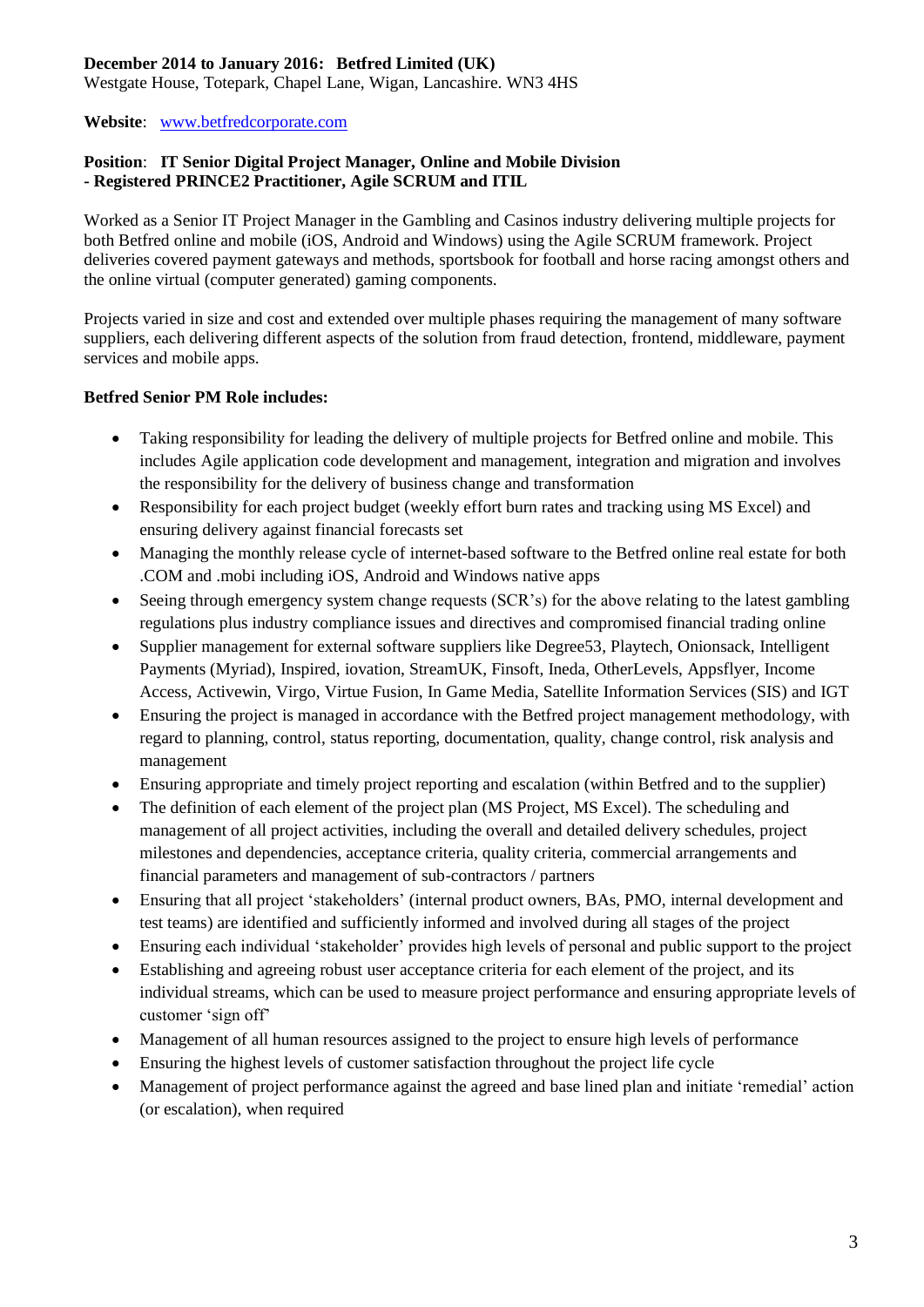**December 2014 to January 2016: Betfred Limited (UK)**
Westgate House, Totepark, Chapel Lane, Wigan, Lancashire. WN3 4HS

**Website**: www.betfredcorporate.com

**Position**: **IT Senior Digital Project Manager, Online and Mobile Division**
**- Registered PRINCE2 Practitioner, Agile SCRUM and ITIL**

Worked as a Senior IT Project Manager in the Gambling and Casinos industry delivering multiple projects for both Betfred online and mobile (iOS, Android and Windows) using the Agile SCRUM framework. Project deliveries covered payment gateways and methods, sportsbook for football and horse racing amongst others and the online virtual (computer generated) gaming components.

Projects varied in size and cost and extended over multiple phases requiring the management of many software suppliers, each delivering different aspects of the solution from fraud detection, frontend, middleware, payment services and mobile apps.

**Betfred Senior PM Role includes:**

- Taking responsibility for leading the delivery of multiple projects for Betfred online and mobile. This includes Agile application code development and management, integration and migration and involves the responsibility for the delivery of business change and transformation
- Responsibility for each project budget (weekly effort burn rates and tracking using MS Excel) and ensuring delivery against financial forecasts set
- Managing the monthly release cycle of internet-based software to the Betfred online real estate for both .COM and .mobi including iOS, Android and Windows native apps
- Seeing through emergency system change requests (SCR's) for the above relating to the latest gambling regulations plus industry compliance issues and directives and compromised financial trading online
- Supplier management for external software suppliers like Degree53, Playtech, Onionsack, Intelligent Payments (Myriad), Inspired, iovation, StreamUK, Finsoft, Ineda, OtherLevels, Appsflyer, Income Access, Activewin, Virgo, Virtue Fusion, In Game Media, Satellite Information Services (SIS) and IGT
- Ensuring the project is managed in accordance with the Betfred project management methodology, with regard to planning, control, status reporting, documentation, quality, change control, risk analysis and management
- Ensuring appropriate and timely project reporting and escalation (within Betfred and to the supplier)
- The definition of each element of the project plan (MS Project, MS Excel). The scheduling and management of all project activities, including the overall and detailed delivery schedules, project milestones and dependencies, acceptance criteria, quality criteria, commercial arrangements and financial parameters and management of sub-contractors / partners
- Ensuring that all project 'stakeholders' (internal product owners, BAs, PMO, internal development and test teams) are identified and sufficiently informed and involved during all stages of the project
- Ensuring each individual 'stakeholder' provides high levels of personal and public support to the project
- Establishing and agreeing robust user acceptance criteria for each element of the project, and its individual streams, which can be used to measure project performance and ensuring appropriate levels of customer 'sign off'
- Management of all human resources assigned to the project to ensure high levels of performance
- Ensuring the highest levels of customer satisfaction throughout the project life cycle
- Management of project performance against the agreed and base lined plan and initiate 'remedial' action (or escalation), when required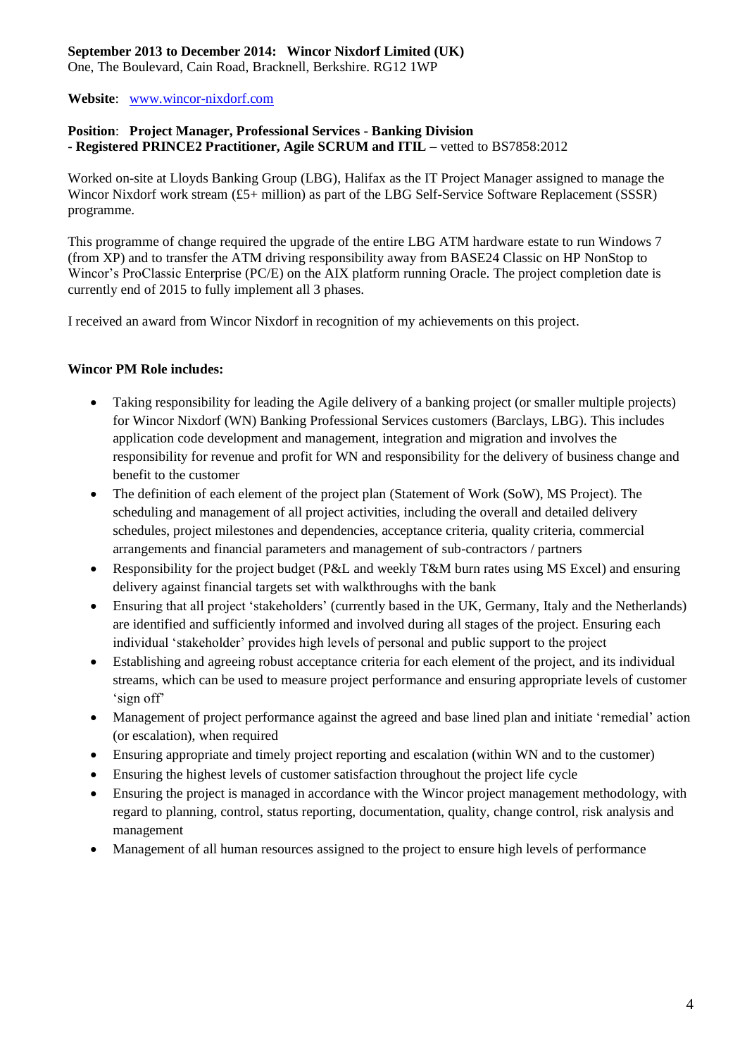**September 2013 to December 2014: Wincor Nixdorf Limited (UK)**
One, The Boulevard, Cain Road, Bracknell, Berkshire. RG12 1WP

**Website**: [www.wincor-nixdorf.com](www.wincor-nixdorf.com)

**Position**: **Project Manager, Professional Services - Banking Division**
**- Registered PRINCE2 Practitioner, Agile SCRUM and ITIL** – vetted to BS7858:2012

Worked on-site at Lloyds Banking Group (LBG), Halifax as the IT Project Manager assigned to manage the Wincor Nixdorf work stream (£5+ million) as part of the LBG Self-Service Software Replacement (SSSR) programme.

This programme of change required the upgrade of the entire LBG ATM hardware estate to run Windows 7 (from XP) and to transfer the ATM driving responsibility away from BASE24 Classic on HP NonStop to Wincor's ProClassic Enterprise (PC/E) on the AIX platform running Oracle. The project completion date is currently end of 2015 to fully implement all 3 phases.

I received an award from Wincor Nixdorf in recognition of my achievements on this project.

**Wincor PM Role includes:**

- Taking responsibility for leading the Agile delivery of a banking project (or smaller multiple projects) for Wincor Nixdorf (WN) Banking Professional Services customers (Barclays, LBG). This includes application code development and management, integration and migration and involves the responsibility for revenue and profit for WN and responsibility for the delivery of business change and benefit to the customer
- The definition of each element of the project plan (Statement of Work (SoW), MS Project). The scheduling and management of all project activities, including the overall and detailed delivery schedules, project milestones and dependencies, acceptance criteria, quality criteria, commercial arrangements and financial parameters and management of sub-contractors / partners
- Responsibility for the project budget (P&L and weekly T&M burn rates using MS Excel) and ensuring delivery against financial targets set with walkthroughs with the bank
- Ensuring that all project 'stakeholders' (currently based in the UK, Germany, Italy and the Netherlands) are identified and sufficiently informed and involved during all stages of the project. Ensuring each individual 'stakeholder' provides high levels of personal and public support to the project
- Establishing and agreeing robust acceptance criteria for each element of the project, and its individual streams, which can be used to measure project performance and ensuring appropriate levels of customer 'sign off'
- Management of project performance against the agreed and base lined plan and initiate 'remedial' action (or escalation), when required
- Ensuring appropriate and timely project reporting and escalation (within WN and to the customer)
- Ensuring the highest levels of customer satisfaction throughout the project life cycle
- Ensuring the project is managed in accordance with the Wincor project management methodology, with regard to planning, control, status reporting, documentation, quality, change control, risk analysis and management
- Management of all human resources assigned to the project to ensure high levels of performance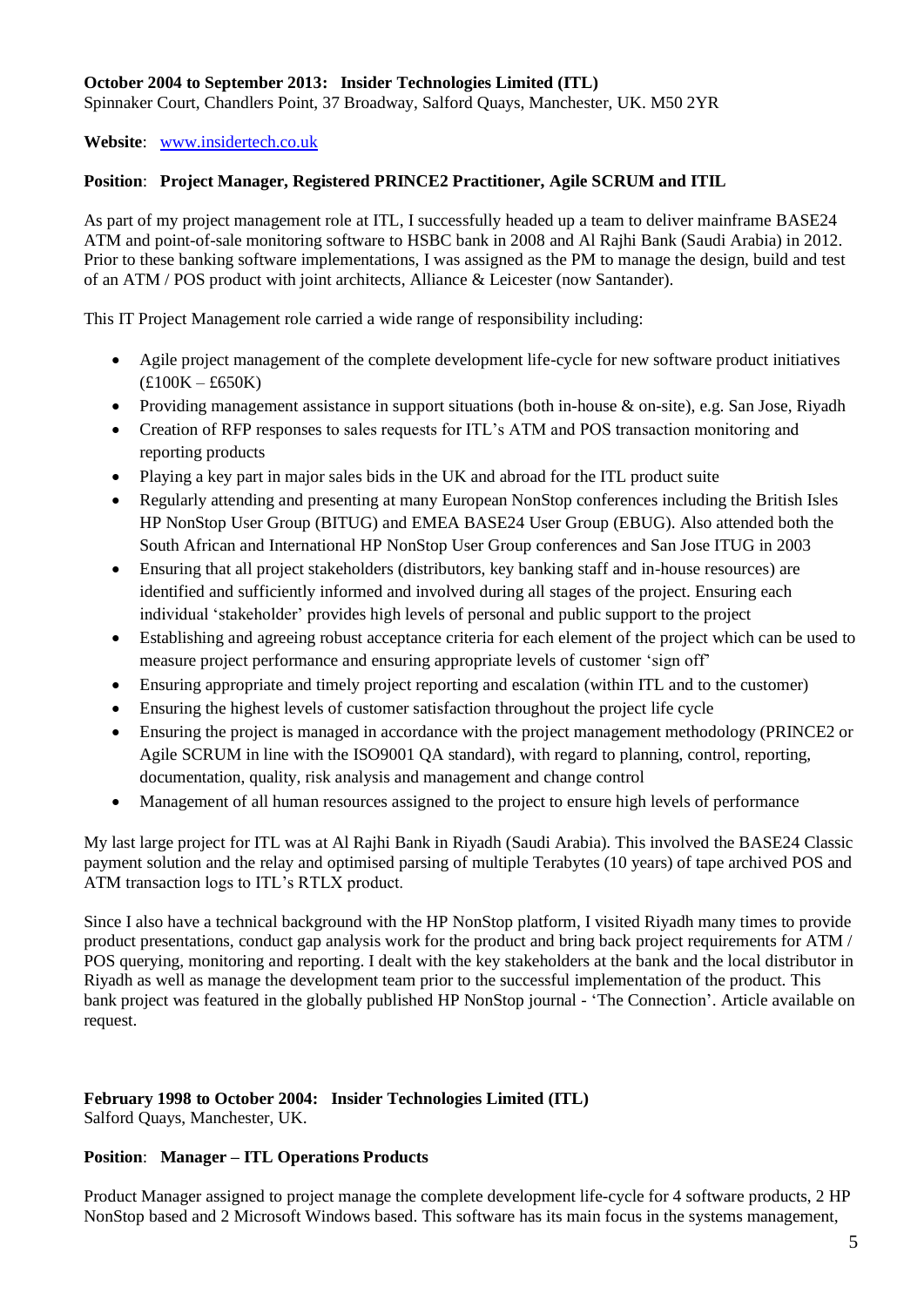**October 2004 to September 2013: Insider Technologies Limited (ITL)**
Spinnaker Court, Chandlers Point, 37 Broadway, Salford Quays, Manchester, UK. M50 2YR

**Website**: [www.insidertech.co.uk](http://www.insidertech.co.uk)

**Position**: **Project Manager, Registered PRINCE2 Practitioner, Agile SCRUM and ITIL**

As part of my project management role at ITL, I successfully headed up a team to deliver mainframe BASE24 ATM and point-of-sale monitoring software to HSBC bank in 2008 and Al Rajhi Bank (Saudi Arabia) in 2012. Prior to these banking software implementations, I was assigned as the PM to manage the design, build and test of an ATM / POS product with joint architects, Alliance & Leicester (now Santander).

This IT Project Management role carried a wide range of responsibility including:

- Agile project management of the complete development life-cycle for new software product initiatives (£100K – £650K)
- Providing management assistance in support situations (both in-house & on-site), e.g. San Jose, Riyadh
- Creation of RFP responses to sales requests for ITL's ATM and POS transaction monitoring and reporting products
- Playing a key part in major sales bids in the UK and abroad for the ITL product suite
- Regularly attending and presenting at many European NonStop conferences including the British Isles HP NonStop User Group (BITUG) and EMEA BASE24 User Group (EBUG). Also attended both the South African and International HP NonStop User Group conferences and San Jose ITUG in 2003
- Ensuring that all project stakeholders (distributors, key banking staff and in-house resources) are identified and sufficiently informed and involved during all stages of the project. Ensuring each individual 'stakeholder' provides high levels of personal and public support to the project
- Establishing and agreeing robust acceptance criteria for each element of the project which can be used to measure project performance and ensuring appropriate levels of customer 'sign off'
- Ensuring appropriate and timely project reporting and escalation (within ITL and to the customer)
- Ensuring the highest levels of customer satisfaction throughout the project life cycle
- Ensuring the project is managed in accordance with the project management methodology (PRINCE2 or Agile SCRUM in line with the ISO9001 QA standard), with regard to planning, control, reporting, documentation, quality, risk analysis and management and change control
- Management of all human resources assigned to the project to ensure high levels of performance

My last large project for ITL was at Al Rajhi Bank in Riyadh (Saudi Arabia). This involved the BASE24 Classic payment solution and the relay and optimised parsing of multiple Terabytes (10 years) of tape archived POS and ATM transaction logs to ITL's RTLX product.

Since I also have a technical background with the HP NonStop platform, I visited Riyadh many times to provide product presentations, conduct gap analysis work for the product and bring back project requirements for ATM / POS querying, monitoring and reporting. I dealt with the key stakeholders at the bank and the local distributor in Riyadh as well as manage the development team prior to the successful implementation of the product. This bank project was featured in the globally published HP NonStop journal - 'The Connection'. Article available on request.

**February 1998 to October 2004: Insider Technologies Limited (ITL)**
Salford Quays, Manchester, UK.

**Position**: **Manager – ITL Operations Products**

Product Manager assigned to project manage the complete development life-cycle for 4 software products, 2 HP NonStop based and 2 Microsoft Windows based. This software has its main focus in the systems management,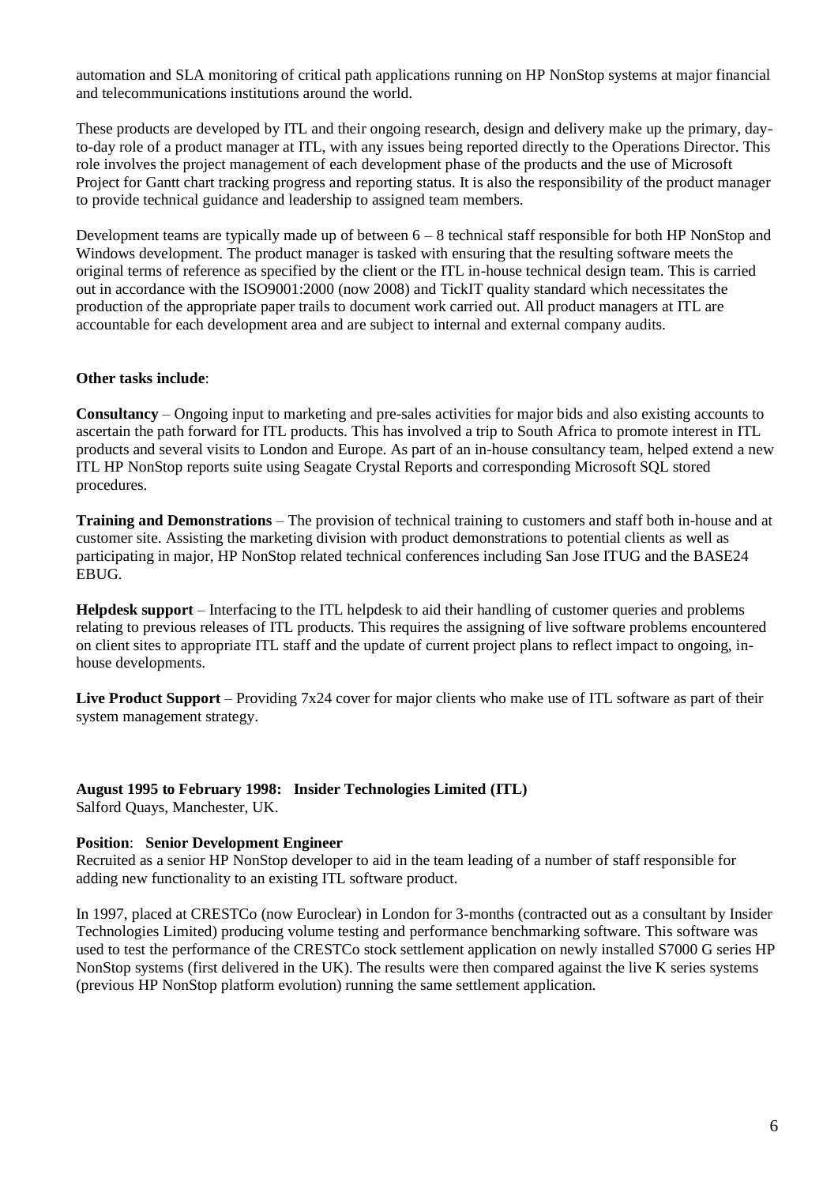automation and SLA monitoring of critical path applications running on HP NonStop systems at major financial and telecommunications institutions around the world.

These products are developed by ITL and their ongoing research, design and delivery make up the primary, day-to-day role of a product manager at ITL, with any issues being reported directly to the Operations Director. This role involves the project management of each development phase of the products and the use of Microsoft Project for Gantt chart tracking progress and reporting status. It is also the responsibility of the product manager to provide technical guidance and leadership to assigned team members.

Development teams are typically made up of between 6 – 8 technical staff responsible for both HP NonStop and Windows development. The product manager is tasked with ensuring that the resulting software meets the original terms of reference as specified by the client or the ITL in-house technical design team. This is carried out in accordance with the ISO9001:2000 (now 2008) and TickIT quality standard which necessitates the production of the appropriate paper trails to document work carried out. All product managers at ITL are accountable for each development area and are subject to internal and external company audits.

**Other tasks include**:

**Consultancy** – Ongoing input to marketing and pre-sales activities for major bids and also existing accounts to ascertain the path forward for ITL products. This has involved a trip to South Africa to promote interest in ITL products and several visits to London and Europe. As part of an in-house consultancy team, helped extend a new ITL HP NonStop reports suite using Seagate Crystal Reports and corresponding Microsoft SQL stored procedures.

**Training and Demonstrations** – The provision of technical training to customers and staff both in-house and at customer site. Assisting the marketing division with product demonstrations to potential clients as well as participating in major, HP NonStop related technical conferences including San Jose ITUG and the BASE24 EBUG.

**Helpdesk support** – Interfacing to the ITL helpdesk to aid their handling of customer queries and problems relating to previous releases of ITL products. This requires the assigning of live software problems encountered on client sites to appropriate ITL staff and the update of current project plans to reflect impact to ongoing, in-house developments.

**Live Product Support** – Providing 7x24 cover for major clients who make use of ITL software as part of their system management strategy.

**August 1995 to February 1998: Insider Technologies Limited (ITL)**
Salford Quays, Manchester, UK.

**Position**: **Senior Development Engineer**
Recruited as a senior HP NonStop developer to aid in the team leading of a number of staff responsible for adding new functionality to an existing ITL software product.

In 1997, placed at CRESTCo (now Euroclear) in London for 3-months (contracted out as a consultant by Insider Technologies Limited) producing volume testing and performance benchmarking software. This software was used to test the performance of the CRESTCo stock settlement application on newly installed S7000 G series HP NonStop systems (first delivered in the UK). The results were then compared against the live K series systems (previous HP NonStop platform evolution) running the same settlement application.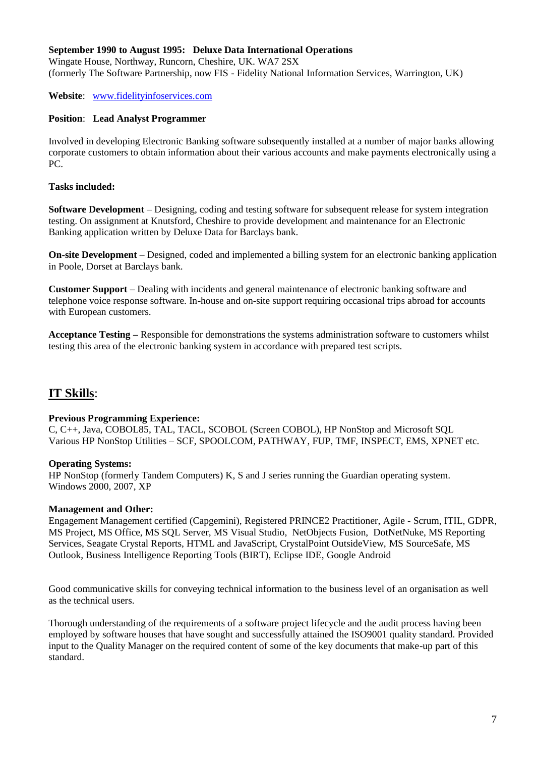**September 1990 to August 1995: Deluxe Data International Operations**
Wingate House, Northway, Runcorn, Cheshire, UK. WA7 2SX
(formerly The Software Partnership, now FIS - Fidelity National Information Services, Warrington, UK)

**Website**: [www.fidelityinfoservices.com](http://www.fidelityinfoservices.com)

**Position**: **Lead Analyst Programmer**

Involved in developing Electronic Banking software subsequently installed at a number of major banks allowing corporate customers to obtain information about their various accounts and make payments electronically using a PC.

**Tasks included:**

**Software Development** – Designing, coding and testing software for subsequent release for system integration testing. On assignment at Knutsford, Cheshire to provide development and maintenance for an Electronic Banking application written by Deluxe Data for Barclays bank.

**On-site Development** – Designed, coded and implemented a billing system for an electronic banking application in Poole, Dorset at Barclays bank.

**Customer Support –** Dealing with incidents and general maintenance of electronic banking software and telephone voice response software. In-house and on-site support requiring occasional trips abroad for accounts with European customers.

**Acceptance Testing –** Responsible for demonstrations the systems administration software to customers whilst testing this area of the electronic banking system in accordance with prepared test scripts.

## IT Skills:

**Previous Programming Experience:**
C, C++, Java, COBOL85, TAL, TACL, SCOBOL (Screen COBOL), HP NonStop and Microsoft SQL
Various HP NonStop Utilities – SCF, SPOOLCOM, PATHWAY, FUP, TMF, INSPECT, EMS, XPNET etc.

**Operating Systems:**
HP NonStop (formerly Tandem Computers) K, S and J series running the Guardian operating system.
Windows 2000, 2007, XP

**Management and Other:**
Engagement Management certified (Capgemini), Registered PRINCE2 Practitioner, Agile - Scrum, ITIL, GDPR, MS Project, MS Office, MS SQL Server, MS Visual Studio, NetObjects Fusion, DotNetNuke, MS Reporting Services, Seagate Crystal Reports, HTML and JavaScript, CrystalPoint OutsideView, MS SourceSafe, MS Outlook, Business Intelligence Reporting Tools (BIRT), Eclipse IDE, Google Android

Good communicative skills for conveying technical information to the business level of an organisation as well as the technical users.

Thorough understanding of the requirements of a software project lifecycle and the audit process having been employed by software houses that have sought and successfully attained the ISO9001 quality standard. Provided input to the Quality Manager on the required content of some of the key documents that make-up part of this standard.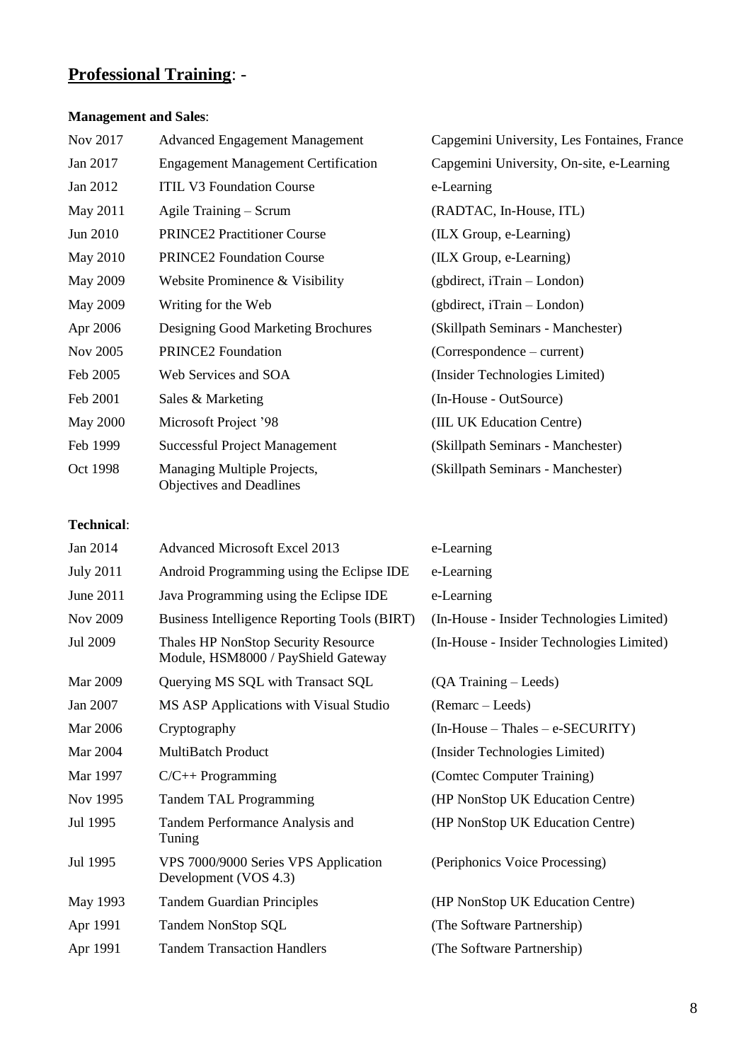## **Professional Training**: -

**Management and Sales**:

| | | |
|---|---|---|
| Nov 2017 | Advanced Engagement Management | Capgemini University, Les Fontaines, France |
| Jan 2017 | Engagement Management Certification | Capgemini University, On-site, e-Learning |
| Jan 2012 | ITIL V3 Foundation Course | e-Learning |
| May 2011 | Agile Training – Scrum | (RADTAC, In-House, ITL) |
| Jun 2010 | PRINCE2 Practitioner Course | (ILX Group, e-Learning) |
| May 2010 | PRINCE2 Foundation Course | (ILX Group, e-Learning) |
| May 2009 | Website Prominence & Visibility | (gbdirect, iTrain – London) |
| May 2009 | Writing for the Web | (gbdirect, iTrain – London) |
| Apr 2006 | Designing Good Marketing Brochures | (Skillpath Seminars - Manchester) |
| Nov 2005 | PRINCE2 Foundation | (Correspondence – current) |
| Feb 2005 | Web Services and SOA | (Insider Technologies Limited) |
| Feb 2001 | Sales & Marketing | (In-House - OutSource) |
| May 2000 | Microsoft Project '98 | (IIL UK Education Centre) |
| Feb 1999 | Successful Project Management | (Skillpath Seminars - Manchester) |
| Oct 1998 | Managing Multiple Projects, Objectives and Deadlines | (Skillpath Seminars - Manchester) |

**Technical**:

| | | |
|---|---|---|
| Jan 2014 | Advanced Microsoft Excel 2013 | e-Learning |
| July 2011 | Android Programming using the Eclipse IDE | e-Learning |
| June 2011 | Java Programming using the Eclipse IDE | e-Learning |
| Nov 2009 | Business Intelligence Reporting Tools (BIRT) | (In-House - Insider Technologies Limited) |
| Jul 2009 | Thales HP NonStop Security Resource Module, HSM8000 / PayShield Gateway | (In-House - Insider Technologies Limited) |
| Mar 2009 | Querying MS SQL with Transact SQL | (QA Training – Leeds) |
| Jan 2007 | MS ASP Applications with Visual Studio | (Remarc – Leeds) |
| Mar 2006 | Cryptography | (In-House – Thales – e-SECURITY) |
| Mar 2004 | MultiBatch Product | (Insider Technologies Limited) |
| Mar 1997 | C/C++ Programming | (Comtec Computer Training) |
| Nov 1995 | Tandem TAL Programming | (HP NonStop UK Education Centre) |
| Jul 1995 | Tandem Performance Analysis and Tuning | (HP NonStop UK Education Centre) |
| Jul 1995 | VPS 7000/9000 Series VPS Application Development (VOS 4.3) | (Periphonics Voice Processing) |
| May 1993 | Tandem Guardian Principles | (HP NonStop UK Education Centre) |
| Apr 1991 | Tandem NonStop SQL | (The Software Partnership) |
| Apr 1991 | Tandem Transaction Handlers | (The Software Partnership) |